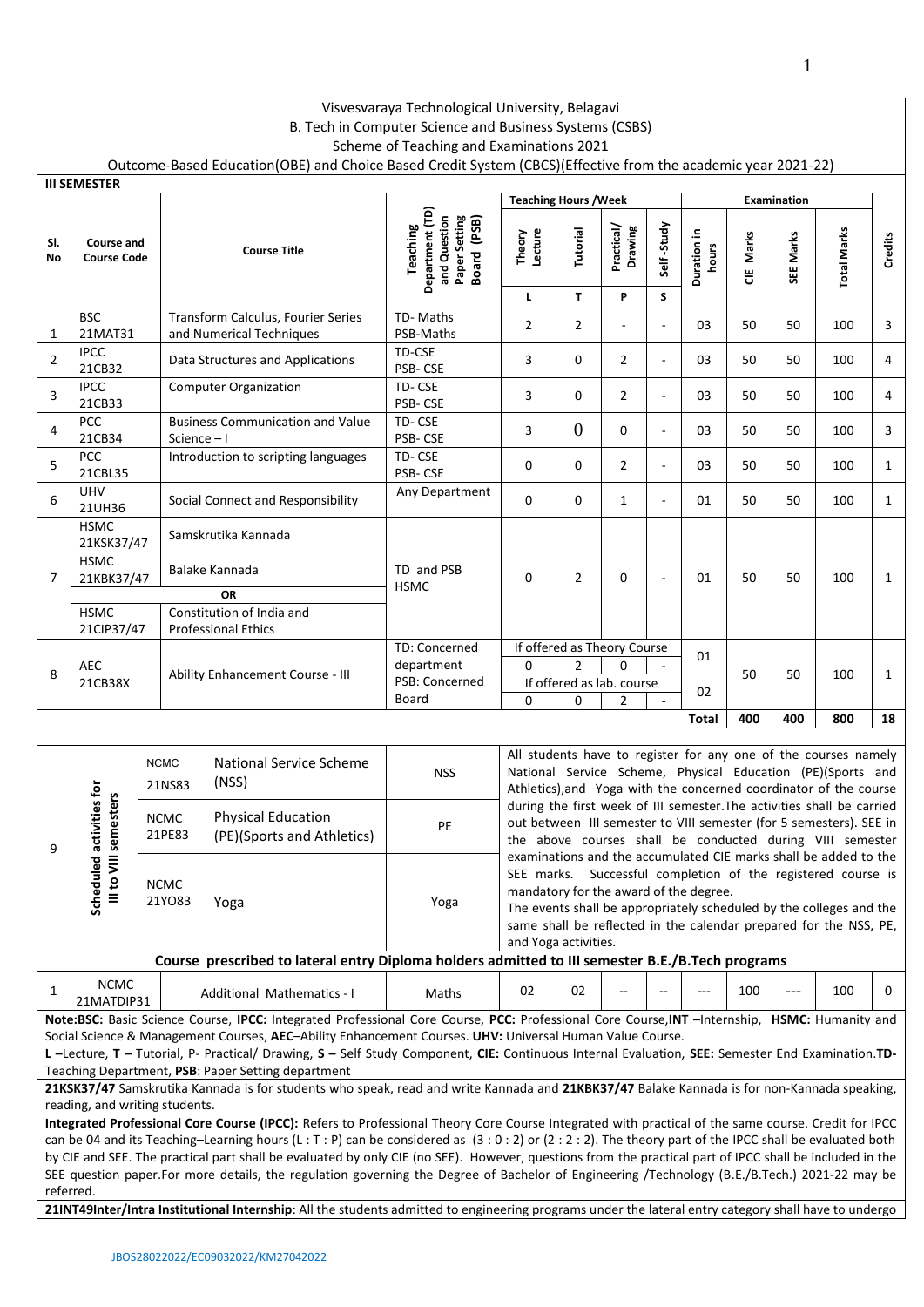Visvesvaraya Technological University, Belagavi

B. Tech in Computer Science and Business Systems (CSBS)

Scheme of Teaching and Examinations 2021

Outcome-Based Education(OBE) and Choice Based Credit System (CBCS)(Effective from the academic year 2021-22)

**III SEMESTER**

| Sl. No | Course and Course Code | Course Title | Teaching Department (TD) and Question Paper Setting Board (PSB) | Teaching Hours /Week | | | | Examination | | | | Credits |
|---|---|---|---|---|---|---|---|---|---|---|---|---|
| | | | | Theory Lecture | Tutorial | Practical/ Drawing | Self-Study | Duration in hours | CIE Marks | SEE Marks | Total Marks | |
| | | | | L | T | P | S | | | | | |
| 1 | BSC 21MAT31 | Transform Calculus, Fourier Series and Numerical Techniques | TD- Maths PSB-Maths | 2 | 2 | - | - | 03 | 50 | 50 | 100 | 3 |
| 2 | IPCC 21CB32 | Data Structures and Applications | TD-CSE PSB- CSE | 3 | 0 | 2 | - | 03 | 50 | 50 | 100 | 4 |
| 3 | IPCC 21CB33 | Computer Organization | TD- CSE PSB- CSE | 3 | 0 | 2 | - | 03 | 50 | 50 | 100 | 4 |
| 4 | PCC 21CB34 | Business Communication and Value Science – I | TD- CSE PSB- CSE | 3 | 0 | 0 | - | 03 | 50 | 50 | 100 | 3 |
| 5 | PCC 21CBL35 | Introduction to scripting languages | TD- CSE PSB- CSE | 0 | 0 | 2 | - | 03 | 50 | 50 | 100 | 1 |
| 6 | UHV 21UH36 | Social Connect and Responsibility | Any Department | 0 | 0 | 1 | - | 01 | 50 | 50 | 100 | 1 |
| 7 | HSMC 21KSK37/47 | Samskrutika Kannada | TD and PSB HSMC | 0 | 2 | 0 | - | 01 | 50 | 50 | 100 | 1 |
| | HSMC 21KBK37/47 | Balake Kannada | | | | | | | | | | |
| | | OR | | | | | | | | | | |
| | HSMC 21CIP37/47 | Constitution of India and Professional Ethics | | | | | | | | | | |
| 8 | AEC 21CB38X | Ability Enhancement Course - III | TD: Concerned department PSB: Concerned Board | If offered as Theory Course | | | | 01 | 50 | 50 | 100 | 1 |
| | | | | 0 | 2 | 0 | - | | | | | |
| | | | | If offered as lab. course | | | | 02 | | | | |
| | | | | 0 | 0 | 2 | - | | | | | |
| | | | | | | | | **Total** | **400** | **400** | **800** | **18** |

| Sl. No | | Course Code | Course Title | | Remarks |
|---|---|---|---|---|---|
| 9 | Scheduled activities for III to VIII semesters | NCMC 21NS83 | National Service Scheme (NSS) | NSS | All students have to register for any one of the courses namely National Service Scheme, Physical Education (PE)(Sports and Athletics),and Yoga with the concerned coordinator of the course during the first week of III semester.The activities shall be carried out between III semester to VIII semester (for 5 semesters). SEE in the above courses shall be conducted during VIII semester examinations and the accumulated CIE marks shall be added to the SEE marks. Successful completion of the registered course is mandatory for the award of the degree. The events shall be appropriately scheduled by the colleges and the same shall be reflected in the calendar prepared for the NSS, PE, and Yoga activities. |
| | | NCMC 21PE83 | Physical Education (PE)(Sports and Athletics) | PE | |
| | | NCMC 21YO83 | Yoga | Yoga | |

**Course prescribed to lateral entry Diploma holders admitted to III semester B.E./B.Tech programs**

| Sl. No | Course and Course Code | Course Title | TD | L | T | P | S | Duration in hours | CIE Marks | SEE Marks | Total Marks | Credits |
|---|---|---|---|---|---|---|---|---|---|---|---|---|
| 1 | NCMC 21MATDIP31 | Additional Mathematics - I | Maths | 02 | 02 | -- | -- | --- | 100 | --- | 100 | 0 |

**Note: BSC:** Basic Science Course, **IPCC:** Integrated Professional Core Course, **PCC:** Professional Core Course, **INT** –Internship, **HSMC:** Humanity and Social Science & Management Courses, **AEC**–Ability Enhancement Courses. **UHV:** Universal Human Value Course.

**L** –Lecture, **T** – Tutorial, P- Practical/ Drawing, **S** – Self Study Component, **CIE:** Continuous Internal Evaluation, **SEE:** Semester End Examination. **TD**- Teaching Department, **PSB**: Paper Setting department

**21KSK37/47** Samskrutika Kannada is for students who speak, read and write Kannada and **21KBK37/47** Balake Kannada is for non-Kannada speaking, reading, and writing students.

**Integrated Professional Core Course (IPCC):** Refers to Professional Theory Core Course Integrated with practical of the same course. Credit for IPCC can be 04 and its Teaching–Learning hours (L : T : P) can be considered as (3 : 0 : 2) or (2 : 2 : 2). The theory part of the IPCC shall be evaluated both by CIE and SEE. The practical part shall be evaluated by only CIE (no SEE). However, questions from the practical part of IPCC shall be included in the SEE question paper. For more details, the regulation governing the Degree of Bachelor of Engineering /Technology (B.E./B.Tech.) 2021-22 may be referred.

**21INT49Inter/Intra Institutional Internship**: All the students admitted to engineering programs under the lateral entry category shall have to undergo

JBOS28022022/EC09032022/KM27042022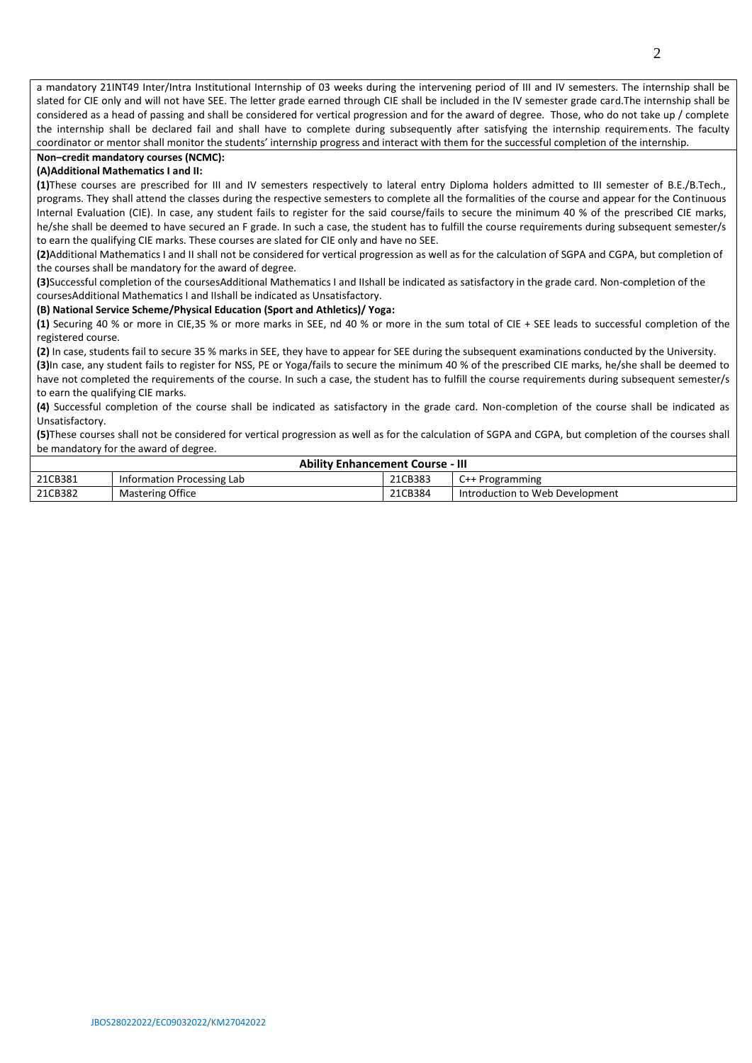a mandatory 21INT49 Inter/Intra Institutional Internship of 03 weeks during the intervening period of III and IV semesters. The internship shall be slated for CIE only and will not have SEE. The letter grade earned through CIE shall be included in the IV semester grade card.The internship shall be considered as a head of passing and shall be considered for vertical progression and for the award of degree. Those, who do not take up / complete the internship shall be declared fail and shall have to complete during subsequently after satisfying the internship requirements. The faculty coordinator or mentor shall monitor the students' internship progress and interact with them for the successful completion of the internship.

**Non–credit mandatory courses (NCMC):**

**(A)Additional Mathematics I and II:**

**(1)**These courses are prescribed for III and IV semesters respectively to lateral entry Diploma holders admitted to III semester of B.E./B.Tech., programs. They shall attend the classes during the respective semesters to complete all the formalities of the course and appear for the Continuous Internal Evaluation (CIE). In case, any student fails to register for the said course/fails to secure the minimum 40 % of the prescribed CIE marks, he/she shall be deemed to have secured an F grade. In such a case, the student has to fulfill the course requirements during subsequent semester/s to earn the qualifying CIE marks. These courses are slated for CIE only and have no SEE.

**(2)**Additional Mathematics I and II shall not be considered for vertical progression as well as for the calculation of SGPA and CGPA, but completion of the courses shall be mandatory for the award of degree.

**(3)**Successful completion of the coursesAdditional Mathematics I and IIshall be indicated as satisfactory in the grade card. Non-completion of the coursesAdditional Mathematics I and IIshall be indicated as Unsatisfactory.

**(B) National Service Scheme/Physical Education (Sport and Athletics)/ Yoga:**

**(1)** Securing 40 % or more in CIE,35 % or more marks in SEE, nd 40 % or more in the sum total of CIE + SEE leads to successful completion of the registered course.

**(2)** In case, students fail to secure 35 % marks in SEE, they have to appear for SEE during the subsequent examinations conducted by the University.

**(3)**In case, any student fails to register for NSS, PE or Yoga/fails to secure the minimum 40 % of the prescribed CIE marks, he/she shall be deemed to have not completed the requirements of the course. In such a case, the student has to fulfill the course requirements during subsequent semester/s to earn the qualifying CIE marks.

**(4)** Successful completion of the course shall be indicated as satisfactory in the grade card. Non-completion of the course shall be indicated as Unsatisfactory.

**(5)**These courses shall not be considered for vertical progression as well as for the calculation of SGPA and CGPA, but completion of the courses shall be mandatory for the award of degree.

| **Ability Enhancement Course - III** | | | |
|---|---|---|---|
| 21CB381 | Information Processing Lab | 21CB383 | C++ Programming |
| 21CB382 | Mastering Office | 21CB384 | Introduction to Web Development |

JBOS28022022/EC09032022/KM27042022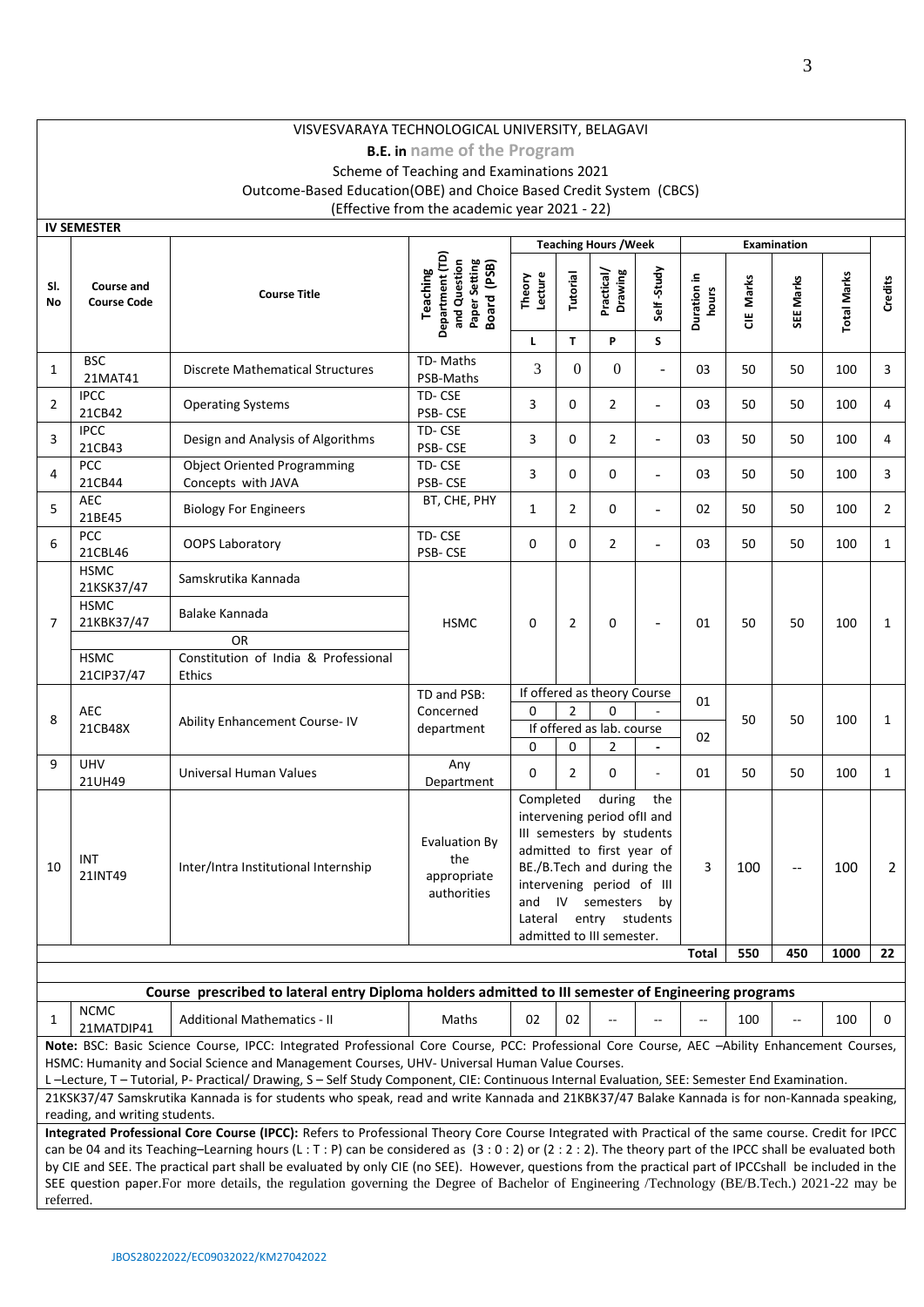VISVESVARAYA TECHNOLOGICAL UNIVERSITY, BELAGAVI

**B.E. in name of the Program**

Scheme of Teaching and Examinations 2021

Outcome-Based Education(OBE) and Choice Based Credit System (CBCS)

(Effective from the academic year 2021 - 22)

**IV SEMESTER**

| Sl. No | Course and Course Code | Course Title | Teaching Department (TD) and Question Paper Setting Board (PSB) | Teaching Hours /Week | | | | Examination | | | | Credits |
|---|---|---|---|---|---|---|---|---|---|---|---|---|
| | | | | Theory Lecture | Tutorial | Practical/ Drawing | Self-Study | Duration in hours | CIE Marks | SEE Marks | Total Marks | |
| | | | | L | T | P | S | | | | | |
| 1 | BSC 21MAT41 | Discrete Mathematical Structures | TD- Maths PSB-Maths | 3 | 0 | 0 | - | 03 | 50 | 50 | 100 | 3 |
| 2 | IPCC 21CB42 | Operating Systems | TD- CSE PSB- CSE | 3 | 0 | 2 | - | 03 | 50 | 50 | 100 | 4 |
| 3 | IPCC 21CB43 | Design and Analysis of Algorithms | TD- CSE PSB- CSE | 3 | 0 | 2 | - | 03 | 50 | 50 | 100 | 4 |
| 4 | PCC 21CB44 | Object Oriented Programming Concepts with JAVA | TD- CSE PSB- CSE | 3 | 0 | 0 | - | 03 | 50 | 50 | 100 | 3 |
| 5 | AEC 21BE45 | Biology For Engineers | BT, CHE, PHY | 1 | 2 | 0 | - | 02 | 50 | 50 | 100 | 2 |
| 6 | PCC 21CBL46 | OOPS Laboratory | TD- CSE PSB- CSE | 0 | 0 | 2 | - | 03 | 50 | 50 | 100 | 1 |
| 7 | HSMC 21KSK37/47 | Samskrutika Kannada | HSMC | 0 | 2 | 0 | - | 01 | 50 | 50 | 100 | 1 |
| | HSMC 21KBK37/47 | Balake Kannada | | | | | | | | | | |
| | OR | | | | | | | | | | | |
| | HSMC 21CIP37/47 | Constitution of India & Professional Ethics | | | | | | | | | | |
| 8 | AEC 21CB48X | Ability Enhancement Course- IV | TD and PSB: Concerned department | If offered as theory Course | | | | 01 | 50 | 50 | 100 | 1 |
| | | | | 0 | 2 | 0 | - | | | | | |
| | | | | If offered as lab. course | | | | 02 | | | | |
| | | | | 0 | 0 | 2 | - | | | | | |
| 9 | UHV 21UH49 | Universal Human Values | Any Department | 0 | 2 | 0 | - | 01 | 50 | 50 | 100 | 1 |
| 10 | INT 21INT49 | Inter/Intra Institutional Internship | Evaluation By the appropriate authorities | Completed during the intervening period ofII and III semesters by students admitted to first year of BE./B.Tech and during the intervening period of III and IV semesters by Lateral entry students admitted to III semester. | | | | 3 | 100 | -- | 100 | 2 |
| | | | | | | | | Total | 550 | 450 | 1000 | 22 |

**Course prescribed to lateral entry Diploma holders admitted to III semester of Engineering programs**

| Sl. No | Course and Course Code | Course Title | TD/PSB | L | T | P | S | Duration in hours | CIE Marks | SEE Marks | Total Marks | Credits |
|---|---|---|---|---|---|---|---|---|---|---|---|---|
| 1 | NCMC 21MATDIP41 | Additional Mathematics - II | Maths | 02 | 02 | -- | -- | -- | 100 | -- | 100 | 0 |

**Note:** BSC: Basic Science Course, IPCC: Integrated Professional Core Course, PCC: Professional Core Course, AEC –Ability Enhancement Courses, HSMC: Humanity and Social Science and Management Courses, UHV- Universal Human Value Courses.

L –Lecture, T – Tutorial, P- Practical/ Drawing, S – Self Study Component, CIE: Continuous Internal Evaluation, SEE: Semester End Examination.

21KSK37/47 Samskrutika Kannada is for students who speak, read and write Kannada and 21KBK37/47 Balake Kannada is for non-Kannada speaking, reading, and writing students.

**Integrated Professional Core Course (IPCC):** Refers to Professional Theory Core Course Integrated with Practical of the same course. Credit for IPCC can be 04 and its Teaching–Learning hours (L : T : P) can be considered as (3 : 0 : 2) or (2 : 2 : 2). The theory part of the IPCC shall be evaluated both by CIE and SEE. The practical part shall be evaluated by only CIE (no SEE). However, questions from the practical part of IPCCshall be included in the SEE question paper.For more details, the regulation governing the Degree of Bachelor of Engineering /Technology (BE/B.Tech.) 2021-22 may be referred.

JBOS28022022/EC09032022/KM27042022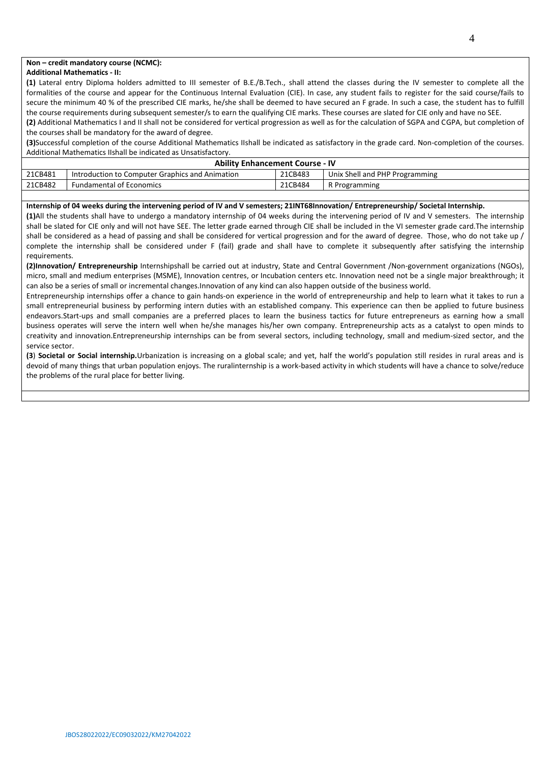**Non – credit mandatory course (NCMC):**

**Additional Mathematics - II:**

**(1)** Lateral entry Diploma holders admitted to III semester of B.E./B.Tech., shall attend the classes during the IV semester to complete all the formalities of the course and appear for the Continuous Internal Evaluation (CIE). In case, any student fails to register for the said course/fails to secure the minimum 40 % of the prescribed CIE marks, he/she shall be deemed to have secured an F grade. In such a case, the student has to fulfill the course requirements during subsequent semester/s to earn the qualifying CIE marks. These courses are slated for CIE only and have no SEE.

**(2)** Additional Mathematics I and II shall not be considered for vertical progression as well as for the calculation of SGPA and CGPA, but completion of the courses shall be mandatory for the award of degree.

**(3)**Successful completion of the course Additional Mathematics IIshall be indicated as satisfactory in the grade card. Non-completion of the courses. Additional Mathematics IIshall be indicated as Unsatisfactory.

| **Ability Enhancement Course - IV** | | | |
|---|---|---|---|
| 21CB481 | Introduction to Computer Graphics and Animation | 21CB483 | Unix Shell and PHP Programming |
| 21CB482 | Fundamental of Economics | 21CB484 | R Programming |

**Internship of 04 weeks during the intervening period of IV and V semesters; 21INT68Innovation/ Entrepreneurship/ Societal Internship.**

**(1)**All the students shall have to undergo a mandatory internship of 04 weeks during the intervening period of IV and V semesters. The internship shall be slated for CIE only and will not have SEE. The letter grade earned through CIE shall be included in the VI semester grade card.The internship shall be considered as a head of passing and shall be considered for vertical progression and for the award of degree. Those, who do not take up / complete the internship shall be considered under F (fail) grade and shall have to complete it subsequently after satisfying the internship requirements.

**(2)Innovation/ Entrepreneurship** Internshipshall be carried out at industry, State and Central Government /Non-government organizations (NGOs), micro, small and medium enterprises (MSME), Innovation centres, or Incubation centers etc. Innovation need not be a single major breakthrough; it can also be a series of small or incremental changes.Innovation of any kind can also happen outside of the business world.

Entrepreneurship internships offer a chance to gain hands-on experience in the world of entrepreneurship and help to learn what it takes to run a small entrepreneurial business by performing intern duties with an established company. This experience can then be applied to future business endeavors.Start-ups and small companies are a preferred places to learn the business tactics for future entrepreneurs as earning how a small business operates will serve the intern well when he/she manages his/her own company. Entrepreneurship acts as a catalyst to open minds to creativity and innovation.Entrepreneurship internships can be from several sectors, including technology, small and medium-sized sector, and the service sector.

**(3**) **Societal or Social internship.**Urbanization is increasing on a global scale; and yet, half the world's population still resides in rural areas and is devoid of many things that urban population enjoys. The ruralinternship is a work-based activity in which students will have a chance to solve/reduce the problems of the rural place for better living.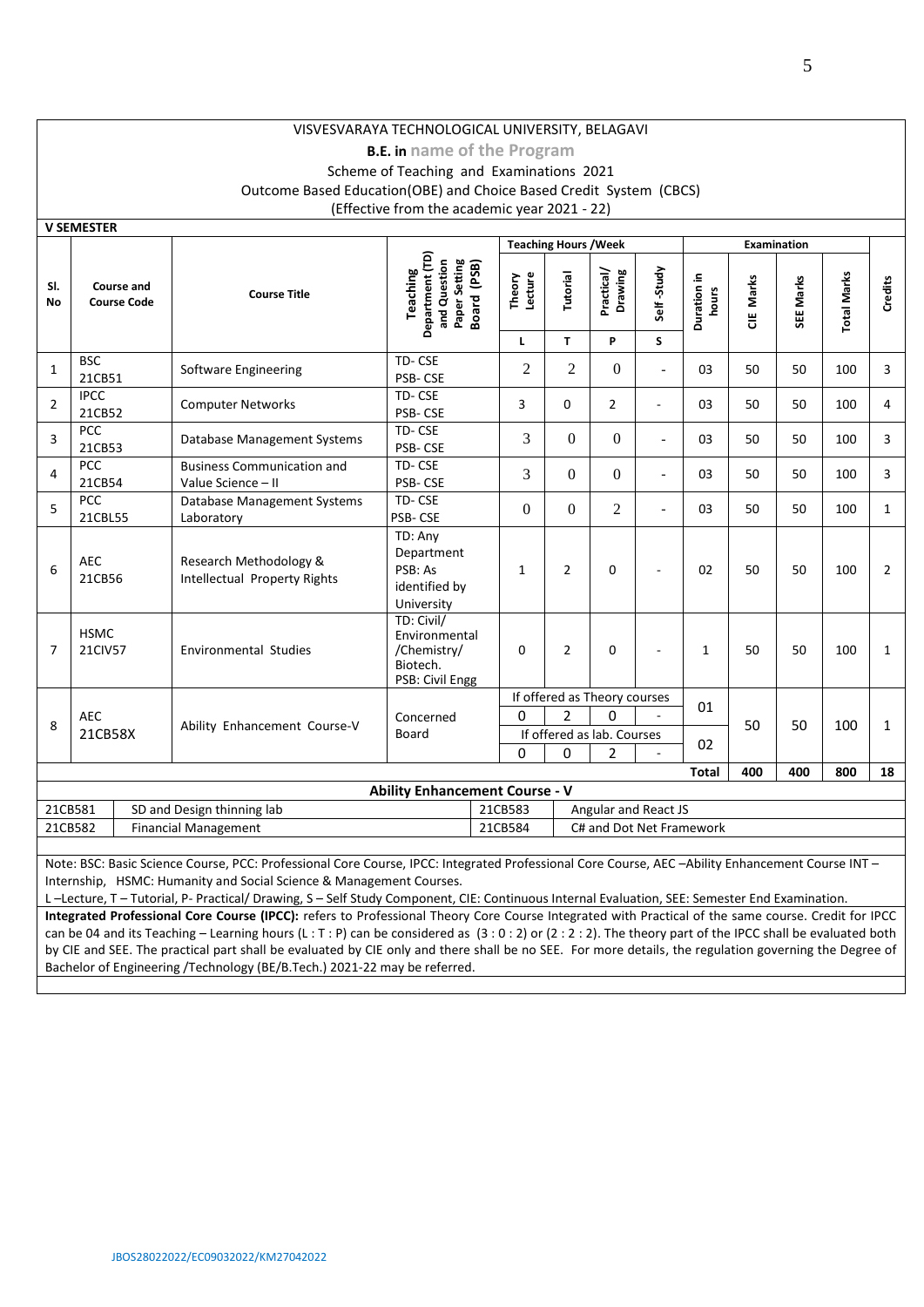VISVESVARAYA TECHNOLOGICAL UNIVERSITY, BELAGAVI

**B.E. in** name of the Program

Scheme of Teaching and Examinations 2021

Outcome Based Education(OBE) and Choice Based Credit System (CBCS)

(Effective from the academic year 2021 - 22)

**V SEMESTER**

| Sl. No | Course and Course Code | Course Title | Teaching Department (TD) and Question Paper Setting Board (PSB) | Teaching Hours /Week | | | | Examination | | | | Credits |
|---|---|---|---|---|---|---|---|---|---|---|---|---|
| | | | | Theory Lecture | Tutorial | Practical/ Drawing | Self -Study | Duration in hours | CIE Marks | SEE Marks | Total Marks | |
| | | | | L | T | P | S | | | | | |
| 1 | BSC 21CB51 | Software Engineering | TD- CSE PSB- CSE | 2 | 2 | 0 | - | 03 | 50 | 50 | 100 | 3 |
| 2 | IPCC 21CB52 | Computer Networks | TD- CSE PSB- CSE | 3 | 0 | 2 | - | 03 | 50 | 50 | 100 | 4 |
| 3 | PCC 21CB53 | Database Management Systems | TD- CSE PSB- CSE | 3 | 0 | 0 | - | 03 | 50 | 50 | 100 | 3 |
| 4 | PCC 21CB54 | Business Communication and Value Science – II | TD- CSE PSB- CSE | 3 | 0 | 0 | - | 03 | 50 | 50 | 100 | 3 |
| 5 | PCC 21CBL55 | Database Management Systems Laboratory | TD- CSE PSB- CSE | 0 | 0 | 2 | - | 03 | 50 | 50 | 100 | 1 |
| 6 | AEC 21CB56 | Research Methodology & Intellectual Property Rights | TD: Any Department PSB: As identified by University | 1 | 2 | 0 | - | 02 | 50 | 50 | 100 | 2 |
| 7 | HSMC 21CIV57 | Environmental Studies | TD: Civil/ Environmental /Chemistry/ Biotech. PSB: Civil Engg | 0 | 2 | 0 | - | 1 | 50 | 50 | 100 | 1 |
| 8 | AEC 21CB58X | Ability Enhancement Course-V | Concerned Board | If offered as Theory courses | | | | 01 | 50 | 50 | 100 | 1 |
| | | | | 0 | 2 | 0 | - | | | | | |
| | | | | If offered as lab. Courses | | | | 02 | | | | |
| | | | | 0 | 0 | 2 | - | | | | | |
| | | | | | | | | **Total** | **400** | **400** | **800** | **18** |

**Ability Enhancement Course - V**

| | | | |
|---|---|---|---|
| 21CB581 | SD and Design thinning lab | 21CB583 | Angular and React JS |
| 21CB582 | Financial Management | 21CB584 | C# and Dot Net Framework |

Note: BSC: Basic Science Course, PCC: Professional Core Course, IPCC: Integrated Professional Core Course, AEC –Ability Enhancement Course INT – Internship, HSMC: Humanity and Social Science & Management Courses.

L –Lecture, T – Tutorial, P- Practical/ Drawing, S – Self Study Component, CIE: Continuous Internal Evaluation, SEE: Semester End Examination.

**Integrated Professional Core Course (IPCC):** refers to Professional Theory Core Course Integrated with Practical of the same course. Credit for IPCC can be 04 and its Teaching – Learning hours (L : T : P) can be considered as (3 : 0 : 2) or (2 : 2 : 2). The theory part of the IPCC shall be evaluated both by CIE and SEE. The practical part shall be evaluated by CIE only and there shall be no SEE. For more details, the regulation governing the Degree of Bachelor of Engineering /Technology (BE/B.Tech.) 2021-22 may be referred.

JBOS28022022/EC09032022/KM27042022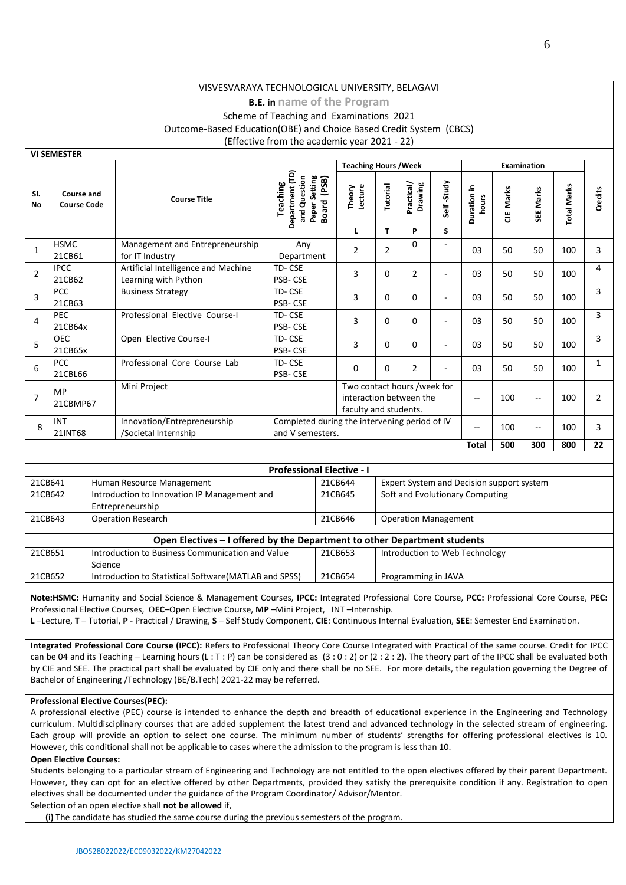VISVESVARAYA TECHNOLOGICAL UNIVERSITY, BELAGAVI

**B.E. in** name of the Program

Scheme of Teaching and Examinations 2021

Outcome-Based Education(OBE) and Choice Based Credit System (CBCS)

(Effective from the academic year 2021 - 22)

**VI SEMESTER**

| Sl. No | Course and Course Code | | Course Title | Teaching Department (TD) and Question Paper Setting Board (PSB) | Teaching Hours /Week | | | | Examination | | | | Credits |
|---|---|---|---|---|---|---|---|---|---|---|---|---|---|
| | | | | | Theory Lecture | Tutorial | Practical/ Drawing | Self-Study | Duration in hours | CIE Marks | SEE Marks | Total Marks | |
| | | | | | L | T | P | S | | | | | |
| 1 | HSMC | 21CB61 | Management and Entrepreneurship for IT Industry | Any Department | 2 | 2 | 0 | - | 03 | 50 | 50 | 100 | 3 |
| 2 | IPCC | 21CB62 | Artificial Intelligence and Machine Learning with Python | TD- CSE PSB- CSE | 3 | 0 | 2 | - | 03 | 50 | 50 | 100 | 4 |
| 3 | PCC | 21CB63 | Business Strategy | TD- CSE PSB- CSE | 3 | 0 | 0 | - | 03 | 50 | 50 | 100 | 3 |
| 4 | PEC | 21CB64x | Professional Elective Course-I | TD- CSE PSB- CSE | 3 | 0 | 0 | - | 03 | 50 | 50 | 100 | 3 |
| 5 | OEC | 21CB65x | Open Elective Course-I | TD- CSE PSB- CSE | 3 | 0 | 0 | - | 03 | 50 | 50 | 100 | 3 |
| 6 | PCC | 21CBL66 | Professional Core Course Lab | TD- CSE PSB- CSE | 0 | 0 | 2 | - | 03 | 50 | 50 | 100 | 1 |
| 7 | MP | 21CBMP67 | Mini Project | | Two contact hours /week for interaction between the faculty and students. | | | | -- | 100 | -- | 100 | 2 |
| 8 | INT | 21INT68 | Innovation/Entrepreneurship /Societal Internship | Completed during the intervening period of IV and V semesters. | | | | | -- | 100 | -- | 100 | 3 |
| | | | | | | | | | **Total** | **500** | **300** | **800** | **22** |

**Professional Elective - I**

| | | | |
|---|---|---|---|
| 21CB641 | Human Resource Management | 21CB644 | Expert System and Decision support system |
| 21CB642 | Introduction to Innovation IP Management and Entrepreneurship | 21CB645 | Soft and Evolutionary Computing |
| 21CB643 | Operation Research | 21CB646 | Operation Management |

**Open Electives – I offered by the Department to other Department students**

| | | | |
|---|---|---|---|
| 21CB651 | Introduction to Business Communication and Value Science | 21CB653 | Introduction to Web Technology |
| 21CB652 | Introduction to Statistical Software(MATLAB and SPSS) | 21CB654 | Programming in JAVA |

**Note:HSMC:** Humanity and Social Science & Management Courses, **IPCC:** Integrated Professional Core Course, **PCC:** Professional Core Course, **PEC:** Professional Elective Courses, O**EC**–Open Elective Course, **MP** –Mini Project, INT –Internship.
**L** –Lecture, **T** – Tutorial, **P** - Practical / Drawing, **S** – Self Study Component, **CIE**: Continuous Internal Evaluation, **SEE**: Semester End Examination.

**Integrated Professional Core Course (IPCC):** Refers to Professional Theory Core Course Integrated with Practical of the same course. Credit for IPCC can be 04 and its Teaching – Learning hours (L : T : P) can be considered as (3 : 0 : 2) or (2 : 2 : 2). The theory part of the IPCC shall be evaluated both by CIE and SEE. The practical part shall be evaluated by CIE only and there shall be no SEE. For more details, the regulation governing the Degree of Bachelor of Engineering /Technology (BE/B.Tech) 2021-22 may be referred.

**Professional Elective Courses(PEC):**
A professional elective (PEC) course is intended to enhance the depth and breadth of educational experience in the Engineering and Technology curriculum. Multidisciplinary courses that are added supplement the latest trend and advanced technology in the selected stream of engineering. Each group will provide an option to select one course. The minimum number of students' strengths for offering professional electives is 10. However, this conditional shall not be applicable to cases where the admission to the program is less than 10.

**Open Elective Courses:**
Students belonging to a particular stream of Engineering and Technology are not entitled to the open electives offered by their parent Department. However, they can opt for an elective offered by other Departments, provided they satisfy the prerequisite condition if any. Registration to open electives shall be documented under the guidance of the Program Coordinator/ Advisor/Mentor.
Selection of an open elective shall **not be allowed** if,

**(i)** The candidate has studied the same course during the previous semesters of the program.

JBOS28022022/EC09032022/KM27042022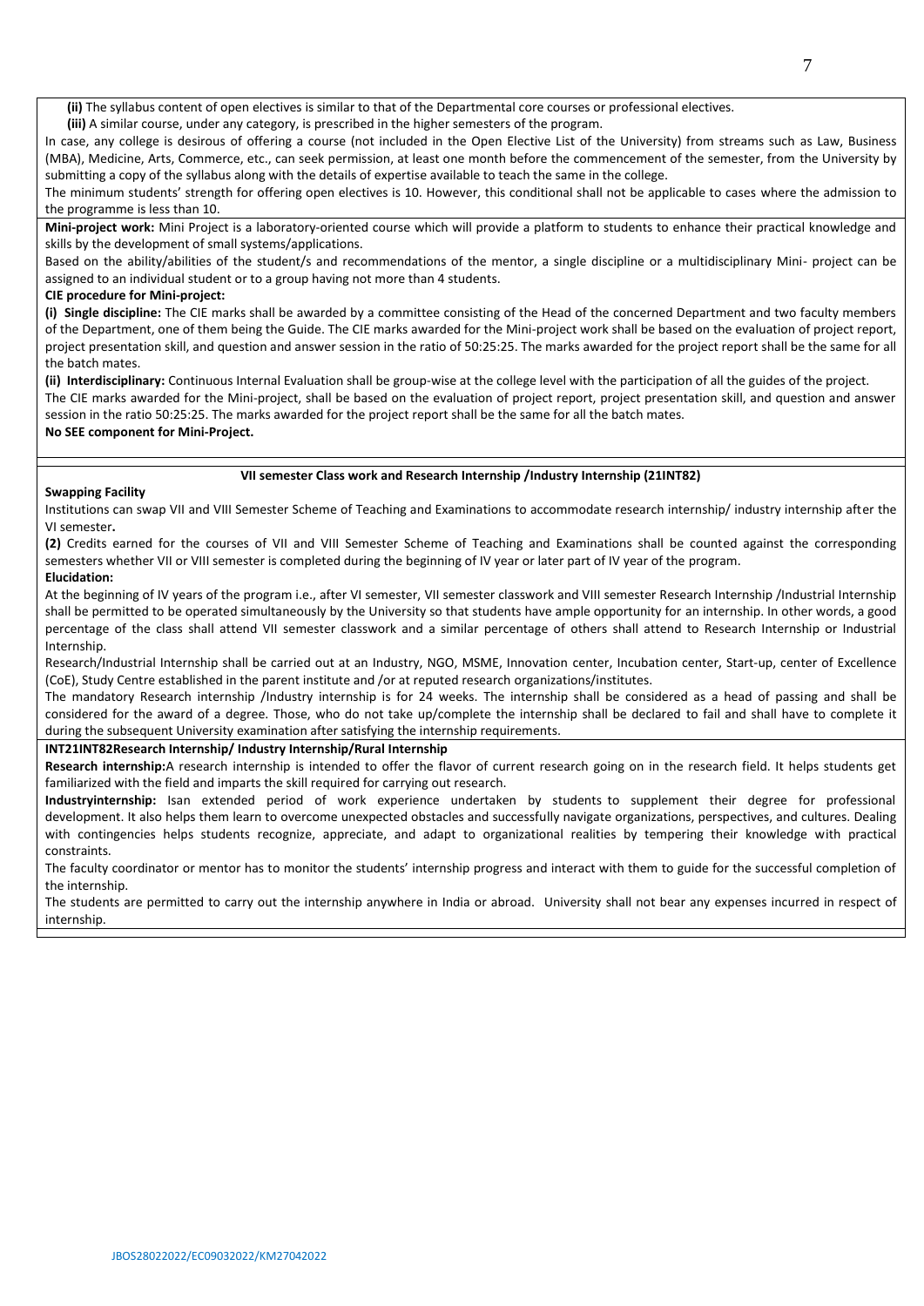**(ii)** The syllabus content of open electives is similar to that of the Departmental core courses or professional electives.

**(iii)** A similar course, under any category, is prescribed in the higher semesters of the program.

In case, any college is desirous of offering a course (not included in the Open Elective List of the University) from streams such as Law, Business (MBA), Medicine, Arts, Commerce, etc., can seek permission, at least one month before the commencement of the semester, from the University by submitting a copy of the syllabus along with the details of expertise available to teach the same in the college.

The minimum students' strength for offering open electives is 10. However, this conditional shall not be applicable to cases where the admission to the programme is less than 10.

**Mini-project work:** Mini Project is a laboratory-oriented course which will provide a platform to students to enhance their practical knowledge and skills by the development of small systems/applications.

Based on the ability/abilities of the student/s and recommendations of the mentor, a single discipline or a multidisciplinary Mini- project can be assigned to an individual student or to a group having not more than 4 students.

**CIE procedure for Mini-project:**

**(i) Single discipline:** The CIE marks shall be awarded by a committee consisting of the Head of the concerned Department and two faculty members of the Department, one of them being the Guide. The CIE marks awarded for the Mini-project work shall be based on the evaluation of project report, project presentation skill, and question and answer session in the ratio of 50:25:25. The marks awarded for the project report shall be the same for all the batch mates.

**(ii) Interdisciplinary:** Continuous Internal Evaluation shall be group-wise at the college level with the participation of all the guides of the project.

The CIE marks awarded for the Mini-project, shall be based on the evaluation of project report, project presentation skill, and question and answer session in the ratio 50:25:25. The marks awarded for the project report shall be the same for all the batch mates.

**No SEE component for Mini-Project.**

**VII semester Class work and Research Internship /Industry Internship (21INT82)**

**Swapping Facility**

Institutions can swap VII and VIII Semester Scheme of Teaching and Examinations to accommodate research internship/ industry internship after the VI semester**.**

**(2)** Credits earned for the courses of VII and VIII Semester Scheme of Teaching and Examinations shall be counted against the corresponding semesters whether VII or VIII semester is completed during the beginning of IV year or later part of IV year of the program.

**Elucidation:**

At the beginning of IV years of the program i.e., after VI semester, VII semester classwork and VIII semester Research Internship /Industrial Internship shall be permitted to be operated simultaneously by the University so that students have ample opportunity for an internship. In other words, a good percentage of the class shall attend VII semester classwork and a similar percentage of others shall attend to Research Internship or Industrial Internship.

Research/Industrial Internship shall be carried out at an Industry, NGO, MSME, Innovation center, Incubation center, Start-up, center of Excellence (CoE), Study Centre established in the parent institute and /or at reputed research organizations/institutes.

The mandatory Research internship /Industry internship is for 24 weeks. The internship shall be considered as a head of passing and shall be considered for the award of a degree. Those, who do not take up/complete the internship shall be declared to fail and shall have to complete it during the subsequent University examination after satisfying the internship requirements.

**INT21INT82Research Internship/ Industry Internship/Rural Internship**

**Research internship:**A research internship is intended to offer the flavor of current research going on in the research field. It helps students get familiarized with the field and imparts the skill required for carrying out research.

**Industryinternship:** Isan extended period of work experience undertaken by students to supplement their degree for professional development. It also helps them learn to overcome unexpected obstacles and successfully navigate organizations, perspectives, and cultures. Dealing with contingencies helps students recognize, appreciate, and adapt to organizational realities by tempering their knowledge with practical constraints.

The faculty coordinator or mentor has to monitor the students' internship progress and interact with them to guide for the successful completion of the internship.

The students are permitted to carry out the internship anywhere in India or abroad. University shall not bear any expenses incurred in respect of internship.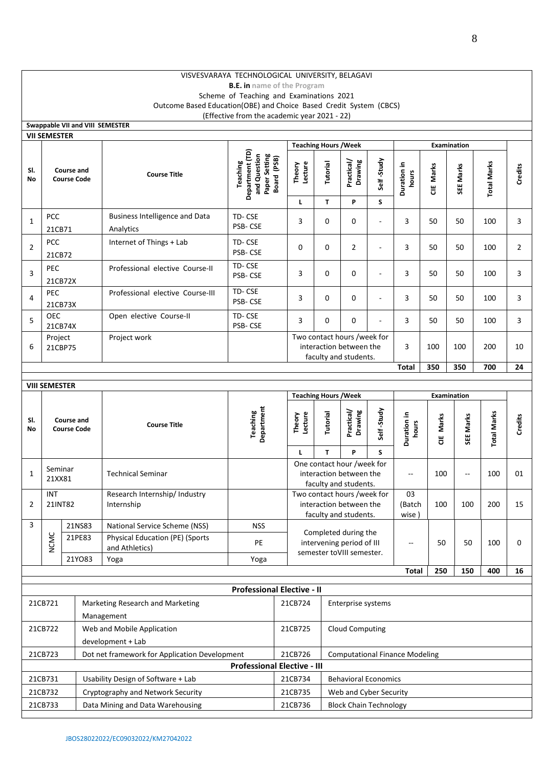VISVESVARAYA TECHNOLOGICAL UNIVERSITY, BELAGAVI

**B.E. in** name of the Program

Scheme of Teaching and Examinations 2021

Outcome Based Education(OBE) and Choice Based Credit System (CBCS)

(Effective from the academic year 2021 - 22)

**Swappable VII and VIII SEMESTER**

**VII SEMESTER**

| Sl. No | Course and Course Code | | Course Title | Teaching Department (TD) and Question Paper Setting Board (PSB) | Teaching Hours /Week | | | | Examination | | | | Credits |
|---|---|---|---|---|---|---|---|---|---|---|---|---|---|
| | | | | | Theory Lecture | Tutorial | Practical/ Drawing | Self -Study | Duration in hours | CIE Marks | SEE Marks | Total Marks | |
| | | | | | L | T | P | S | | | | | |
| 1 | PCC | 21CB71 | Business Intelligence and Data Analytics | TD- CSE PSB- CSE | 3 | 0 | 0 | - | 3 | 50 | 50 | 100 | 3 |
| 2 | PCC | 21CB72 | Internet of Things + Lab | TD- CSE PSB- CSE | 0 | 0 | 2 | - | 3 | 50 | 50 | 100 | 2 |
| 3 | PEC | 21CB72X | Professional elective Course-II | TD- CSE PSB- CSE | 3 | 0 | 0 | - | 3 | 50 | 50 | 100 | 3 |
| 4 | PEC | 21CB73X | Professional elective Course-III | TD- CSE PSB- CSE | 3 | 0 | 0 | - | 3 | 50 | 50 | 100 | 3 |
| 5 | OEC | 21CB74X | Open elective Course-II | TD- CSE PSB- CSE | 3 | 0 | 0 | - | 3 | 50 | 50 | 100 | 3 |
| 6 | Project | 21CBP75 | Project work | | Two contact hours /week for interaction between the faculty and students. | | | | 3 | 100 | 100 | 200 | 10 |
| | | | | | | | | | **Total** | **350** | **350** | **700** | **24** |

**VIII SEMESTER**

| Sl. No | Course and Course Code | | Course Title | Teaching Department | Teaching Hours /Week | | | | Examination | | | | Credits |
|---|---|---|---|---|---|---|---|---|---|---|---|---|---|
| | | | | | Theory Lecture | Tutorial | Practical/ Drawing | Self -Study | Duration in hours | CIE Marks | SEE Marks | Total Marks | |
| | | | | | L | T | P | S | | | | | |
| 1 | Seminar | 21XX81 | Technical Seminar | | One contact hour /week for interaction between the faculty and students. | | | | -- | 100 | -- | 100 | 01 |
| 2 | INT | 21INT82 | Research Internship/ Industry Internship | | Two contact hours /week for interaction between the faculty and students. | | | | 03 (Batch wise ) | 100 | 100 | 200 | 15 |
| 3 | NCMC | 21NS83 | National Service Scheme (NSS) | NSS | Completed during the intervening period of III semester toVIII semester. | | | | -- | 50 | 50 | 100 | 0 |
| | NCMC | 21PE83 | Physical Education (PE) (Sports and Athletics) | PE | | | | | | | | | |
| | NCMC | 21YO83 | Yoga | Yoga | | | | | | | | | |
| | | | | | | | | | **Total** | **250** | **150** | **400** | **16** |

| **Professional Elective - II** | | | |
|---|---|---|---|
| 21CB721 | Marketing Research and Marketing Management | 21CB724 | Enterprise systems |
| 21CB722 | Web and Mobile Application development + Lab | 21CB725 | Cloud Computing |
| 21CB723 | Dot net framework for Application Development | 21CB726 | Computational Finance Modeling |
| **Professional Elective - III** | | | |
| 21CB731 | Usability Design of Software + Lab | 21CB734 | Behavioral Economics |
| 21CB732 | Cryptography and Network Security | 21CB735 | Web and Cyber Security |
| 21CB733 | Data Mining and Data Warehousing | 21CB736 | Block Chain Technology |

JBOS28022022/EC09032022/KM27042022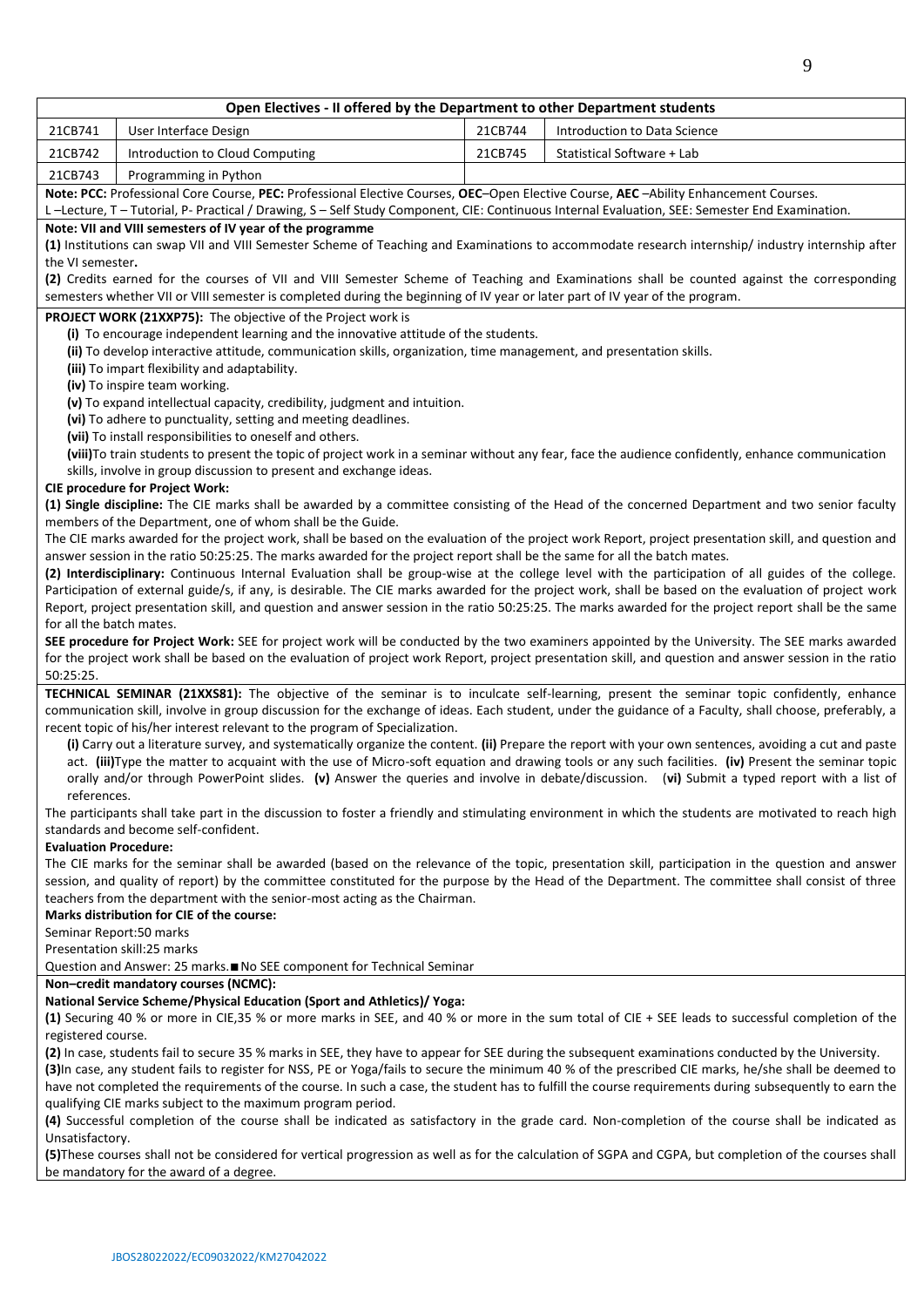| Open Electives - II offered by the Department to other Department students | | | |
|---|---|---|---|
| 21CB741 | User Interface Design | 21CB744 | Introduction to Data Science |
| 21CB742 | Introduction to Cloud Computing | 21CB745 | Statistical Software + Lab |
| 21CB743 | Programming in Python | | |

**Note: PCC:** Professional Core Course, **PEC:** Professional Elective Courses, **OEC**–Open Elective Course, **AEC** –Ability Enhancement Courses.
L –Lecture, T – Tutorial, P- Practical / Drawing, S – Self Study Component, CIE: Continuous Internal Evaluation, SEE: Semester End Examination.

**Note: VII and VIII semesters of IV year of the programme**

**(1)** Institutions can swap VII and VIII Semester Scheme of Teaching and Examinations to accommodate research internship/ industry internship after the VI semester**.**

**(2)** Credits earned for the courses of VII and VIII Semester Scheme of Teaching and Examinations shall be counted against the corresponding semesters whether VII or VIII semester is completed during the beginning of IV year or later part of IV year of the program.

**PROJECT WORK (21XXP75):** The objective of the Project work is

- **(i)** To encourage independent learning and the innovative attitude of the students.
- **(ii)** To develop interactive attitude, communication skills, organization, time management, and presentation skills.
- **(iii)** To impart flexibility and adaptability.
- **(iv)** To inspire team working.
- **(v)** To expand intellectual capacity, credibility, judgment and intuition.
- **(vi)** To adhere to punctuality, setting and meeting deadlines.
- **(vii)** To install responsibilities to oneself and others.
- **(viii)**To train students to present the topic of project work in a seminar without any fear, face the audience confidently, enhance communication skills, involve in group discussion to present and exchange ideas.

**CIE procedure for Project Work:**

**(1) Single discipline:** The CIE marks shall be awarded by a committee consisting of the Head of the concerned Department and two senior faculty members of the Department, one of whom shall be the Guide.

The CIE marks awarded for the project work, shall be based on the evaluation of the project work Report, project presentation skill, and question and answer session in the ratio 50:25:25. The marks awarded for the project report shall be the same for all the batch mates.

**(2) Interdisciplinary:** Continuous Internal Evaluation shall be group-wise at the college level with the participation of all guides of the college. Participation of external guide/s, if any, is desirable. The CIE marks awarded for the project work, shall be based on the evaluation of project work Report, project presentation skill, and question and answer session in the ratio 50:25:25. The marks awarded for the project report shall be the same for all the batch mates.

**SEE procedure for Project Work:** SEE for project work will be conducted by the two examiners appointed by the University. The SEE marks awarded for the project work shall be based on the evaluation of project work Report, project presentation skill, and question and answer session in the ratio 50:25:25.

**TECHNICAL SEMINAR (21XXS81):** The objective of the seminar is to inculcate self-learning, present the seminar topic confidently, enhance communication skill, involve in group discussion for the exchange of ideas. Each student, under the guidance of a Faculty, shall choose, preferably, a recent topic of his/her interest relevant to the program of Specialization.

**(i)** Carry out a literature survey, and systematically organize the content. **(ii)** Prepare the report with your own sentences, avoiding a cut and paste act. **(iii)**Type the matter to acquaint with the use of Micro-soft equation and drawing tools or any such facilities. **(iv)** Present the seminar topic orally and/or through PowerPoint slides. **(v)** Answer the queries and involve in debate/discussion. (**vi)** Submit a typed report with a list of references.

The participants shall take part in the discussion to foster a friendly and stimulating environment in which the students are motivated to reach high standards and become self-confident.

**Evaluation Procedure:**

The CIE marks for the seminar shall be awarded (based on the relevance of the topic, presentation skill, participation in the question and answer session, and quality of report) by the committee constituted for the purpose by the Head of the Department. The committee shall consist of three teachers from the department with the senior-most acting as the Chairman.

**Marks distribution for CIE of the course:**

Seminar Report:50 marks

Presentation skill:25 marks

Question and Answer: 25 marks.■ No SEE component for Technical Seminar

**Non–credit mandatory courses (NCMC):**

**National Service Scheme/Physical Education (Sport and Athletics)/ Yoga:**

**(1)** Securing 40 % or more in CIE,35 % or more marks in SEE, and 40 % or more in the sum total of CIE + SEE leads to successful completion of the registered course.

**(2)** In case, students fail to secure 35 % marks in SEE, they have to appear for SEE during the subsequent examinations conducted by the University.

**(3)**In case, any student fails to register for NSS, PE or Yoga/fails to secure the minimum 40 % of the prescribed CIE marks, he/she shall be deemed to have not completed the requirements of the course. In such a case, the student has to fulfill the course requirements during subsequently to earn the qualifying CIE marks subject to the maximum program period.

**(4)** Successful completion of the course shall be indicated as satisfactory in the grade card. Non-completion of the course shall be indicated as Unsatisfactory.

**(5)**These courses shall not be considered for vertical progression as well as for the calculation of SGPA and CGPA, but completion of the courses shall be mandatory for the award of a degree.